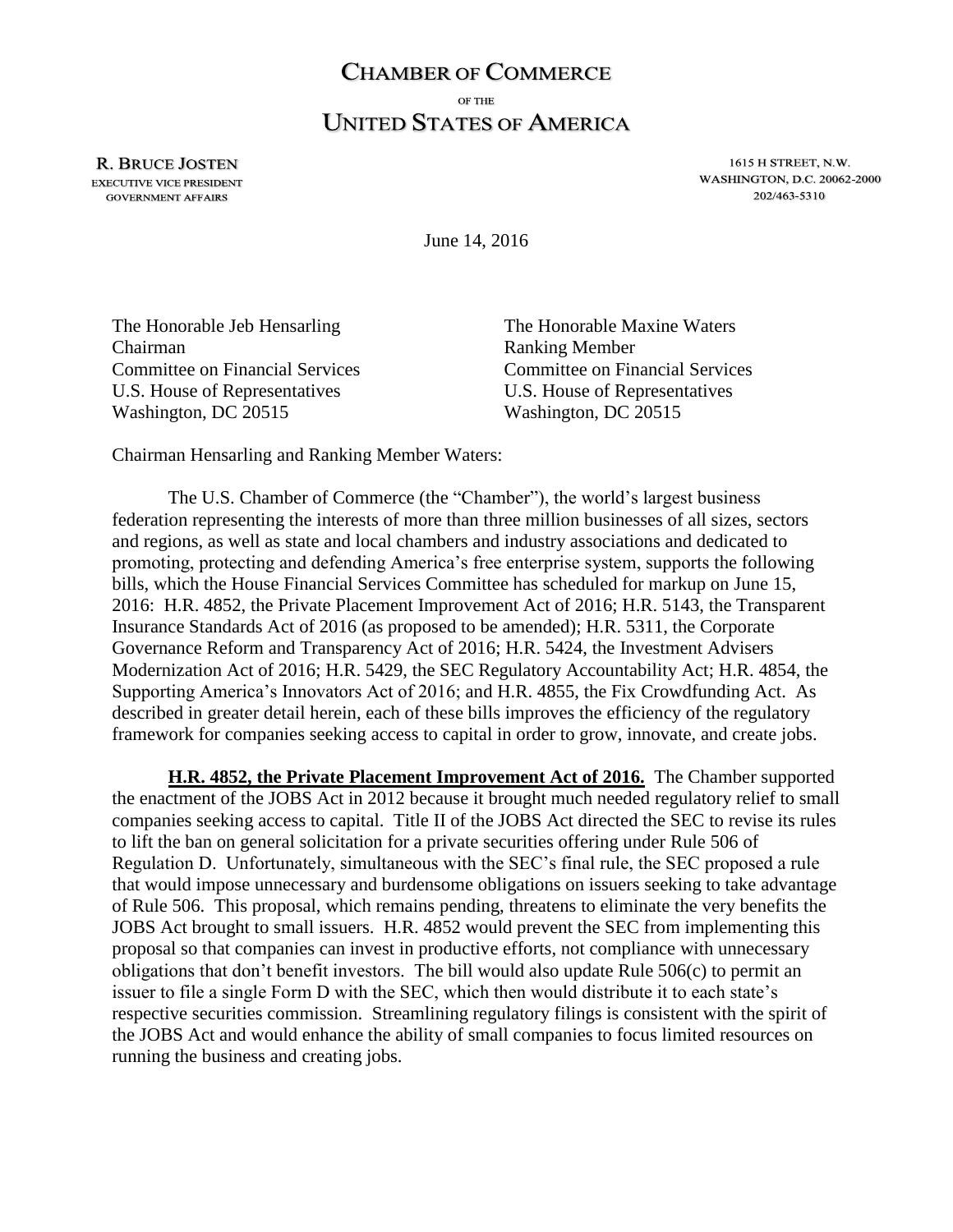# CHAMBER OF COMMERCE

OF THE

# UNITED STATES OF AMERICA

**R. BRUCE JOSTEN**
EXECUTIVE VICE PRESIDENT
GOVERNMENT AFFAIRS

1615 H STREET, N.W.
WASHINGTON, D.C. 20062-2000
202/463-5310

June 14, 2016

The Honorable Jeb Hensarling
Chairman
Committee on Financial Services
U.S. House of Representatives
Washington, DC 20515

The Honorable Maxine Waters
Ranking Member
Committee on Financial Services
U.S. House of Representatives
Washington, DC 20515

Chairman Hensarling and Ranking Member Waters:

The U.S. Chamber of Commerce (the "Chamber"), the world's largest business federation representing the interests of more than three million businesses of all sizes, sectors and regions, as well as state and local chambers and industry associations and dedicated to promoting, protecting and defending America's free enterprise system, supports the following bills, which the House Financial Services Committee has scheduled for markup on June 15, 2016: H.R. 4852, the Private Placement Improvement Act of 2016; H.R. 5143, the Transparent Insurance Standards Act of 2016 (as proposed to be amended); H.R. 5311, the Corporate Governance Reform and Transparency Act of 2016; H.R. 5424, the Investment Advisers Modernization Act of 2016; H.R. 5429, the SEC Regulatory Accountability Act; H.R. 4854, the Supporting America's Innovators Act of 2016; and H.R. 4855, the Fix Crowdfunding Act. As described in greater detail herein, each of these bills improves the efficiency of the regulatory framework for companies seeking access to capital in order to grow, innovate, and create jobs.

**H.R. 4852, the Private Placement Improvement Act of 2016.** The Chamber supported the enactment of the JOBS Act in 2012 because it brought much needed regulatory relief to small companies seeking access to capital. Title II of the JOBS Act directed the SEC to revise its rules to lift the ban on general solicitation for a private securities offering under Rule 506 of Regulation D. Unfortunately, simultaneous with the SEC's final rule, the SEC proposed a rule that would impose unnecessary and burdensome obligations on issuers seeking to take advantage of Rule 506. This proposal, which remains pending, threatens to eliminate the very benefits the JOBS Act brought to small issuers. H.R. 4852 would prevent the SEC from implementing this proposal so that companies can invest in productive efforts, not compliance with unnecessary obligations that don't benefit investors. The bill would also update Rule 506(c) to permit an issuer to file a single Form D with the SEC, which then would distribute it to each state's respective securities commission. Streamlining regulatory filings is consistent with the spirit of the JOBS Act and would enhance the ability of small companies to focus limited resources on running the business and creating jobs.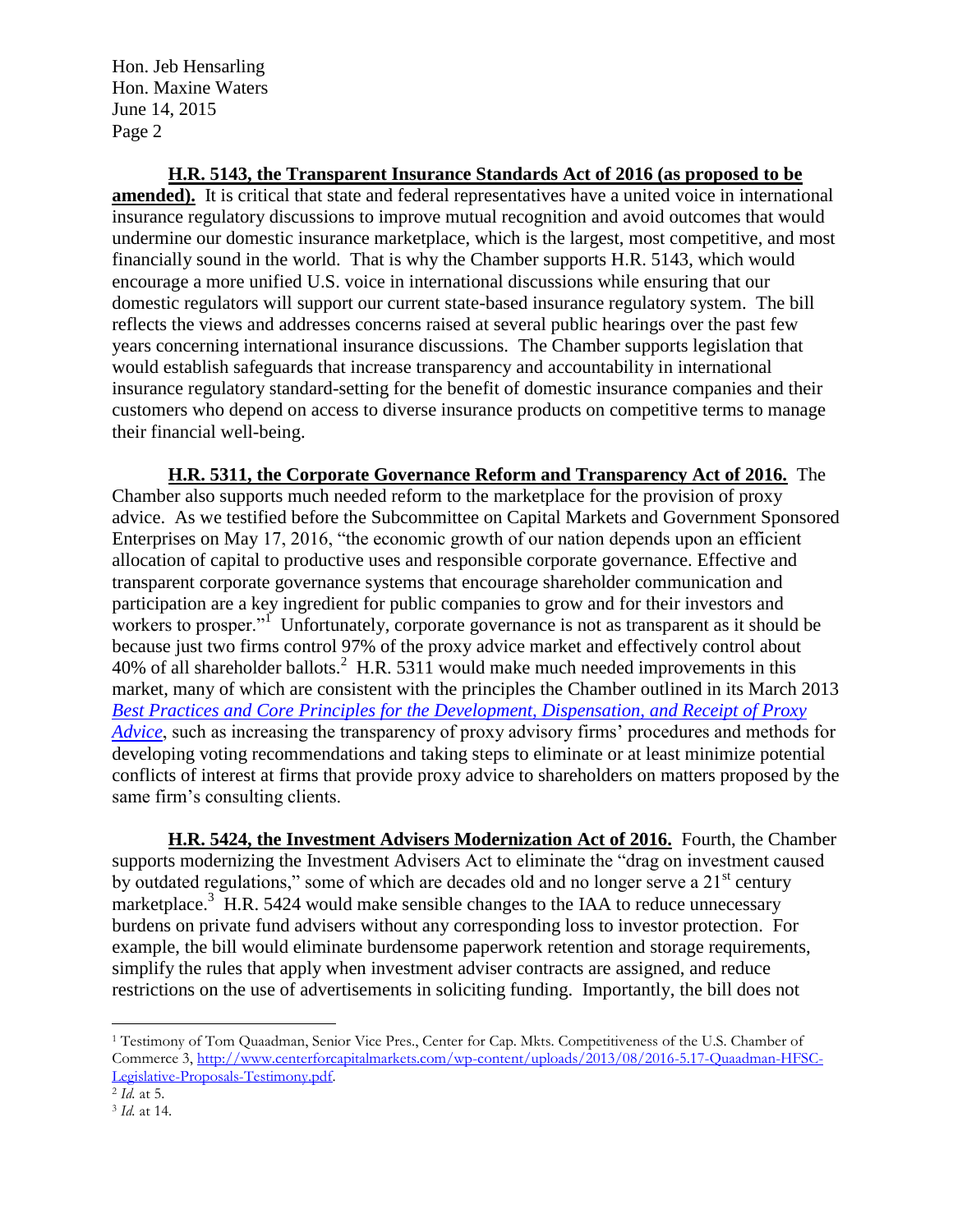**H.R. 5143, the Transparent Insurance Standards Act of 2016 (as proposed to be amended).** It is critical that state and federal representatives have a united voice in international insurance regulatory discussions to improve mutual recognition and avoid outcomes that would undermine our domestic insurance marketplace, which is the largest, most competitive, and most financially sound in the world. That is why the Chamber supports H.R. 5143, which would encourage a more unified U.S. voice in international discussions while ensuring that our domestic regulators will support our current state-based insurance regulatory system. The bill reflects the views and addresses concerns raised at several public hearings over the past few years concerning international insurance discussions. The Chamber supports legislation that would establish safeguards that increase transparency and accountability in international insurance regulatory standard-setting for the benefit of domestic insurance companies and their customers who depend on access to diverse insurance products on competitive terms to manage their financial well-being.

**H.R. 5311, the Corporate Governance Reform and Transparency Act of 2016.** The Chamber also supports much needed reform to the marketplace for the provision of proxy advice. As we testified before the Subcommittee on Capital Markets and Government Sponsored Enterprises on May 17, 2016, "the economic growth of our nation depends upon an efficient allocation of capital to productive uses and responsible corporate governance. Effective and transparent corporate governance systems that encourage shareholder communication and participation are a key ingredient for public companies to grow and for their investors and workers to prosper."[1] Unfortunately, corporate governance is not as transparent as it should be because just two firms control 97% of the proxy advice market and effectively control about 40% of all shareholder ballots.[2] H.R. 5311 would make much needed improvements in this market, many of which are consistent with the principles the Chamber outlined in its March 2013 *Best Practices and Core Principles for the Development, Dispensation, and Receipt of Proxy Advice*, such as increasing the transparency of proxy advisory firms' procedures and methods for developing voting recommendations and taking steps to eliminate or at least minimize potential conflicts of interest at firms that provide proxy advice to shareholders on matters proposed by the same firm's consulting clients.

**H.R. 5424, the Investment Advisers Modernization Act of 2016.** Fourth, the Chamber supports modernizing the Investment Advisers Act to eliminate the "drag on investment caused by outdated regulations," some of which are decades old and no longer serve a 21st century marketplace.[3] H.R. 5424 would make sensible changes to the IAA to reduce unnecessary burdens on private fund advisers without any corresponding loss to investor protection. For example, the bill would eliminate burdensome paperwork retention and storage requirements, simplify the rules that apply when investment adviser contracts are assigned, and reduce restrictions on the use of advertisements in soliciting funding. Importantly, the bill does not

---

[1] Testimony of Tom Quaadman, Senior Vice Pres., Center for Cap. Mkts. Competitiveness of the U.S. Chamber of Commerce 3, http://www.centerforcapitalmarkets.com/wp-content/uploads/2013/08/2016-5.17-Quaadman-HFSC-Legislative-Proposals-Testimony.pdf.

[2] *Id.* at 5.

[3] *Id.* at 14.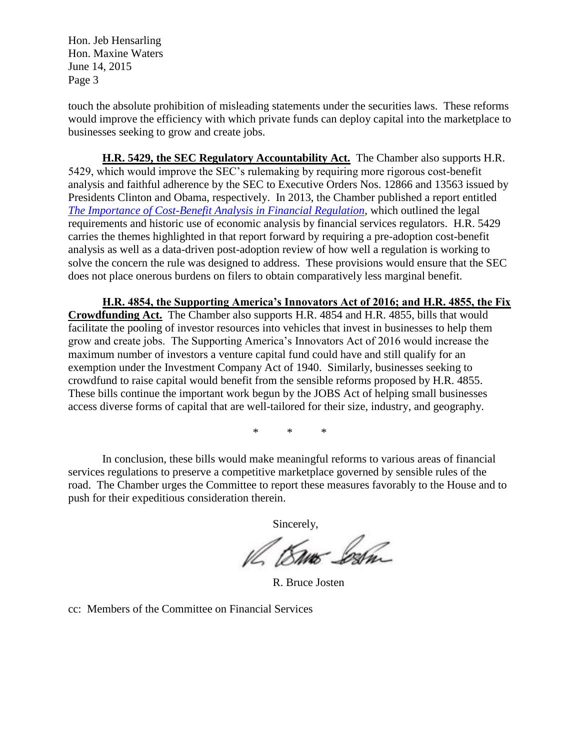touch the absolute prohibition of misleading statements under the securities laws. These reforms would improve the efficiency with which private funds can deploy capital into the marketplace to businesses seeking to grow and create jobs.

**H.R. 5429, the SEC Regulatory Accountability Act.** The Chamber also supports H.R. 5429, which would improve the SEC's rulemaking by requiring more rigorous cost-benefit analysis and faithful adherence by the SEC to Executive Orders Nos. 12866 and 13563 issued by Presidents Clinton and Obama, respectively. In 2013, the Chamber published a report entitled *The Importance of Cost-Benefit Analysis in Financial Regulation*, which outlined the legal requirements and historic use of economic analysis by financial services regulators. H.R. 5429 carries the themes highlighted in that report forward by requiring a pre-adoption cost-benefit analysis as well as a data-driven post-adoption review of how well a regulation is working to solve the concern the rule was designed to address. These provisions would ensure that the SEC does not place onerous burdens on filers to obtain comparatively less marginal benefit.

**H.R. 4854, the Supporting America's Innovators Act of 2016; and H.R. 4855, the Fix Crowdfunding Act.** The Chamber also supports H.R. 4854 and H.R. 4855, bills that would facilitate the pooling of investor resources into vehicles that invest in businesses to help them grow and create jobs. The Supporting America's Innovators Act of 2016 would increase the maximum number of investors a venture capital fund could have and still qualify for an exemption under the Investment Company Act of 1940. Similarly, businesses seeking to crowdfund to raise capital would benefit from the sensible reforms proposed by H.R. 4855. These bills continue the important work begun by the JOBS Act of helping small businesses access diverse forms of capital that are well-tailored for their size, industry, and geography.

\* \* \*

In conclusion, these bills would make meaningful reforms to various areas of financial services regulations to preserve a competitive marketplace governed by sensible rules of the road. The Chamber urges the Committee to report these measures favorably to the House and to push for their expeditious consideration therein.

Sincerely,

R. Bruce Josten

cc: Members of the Committee on Financial Services